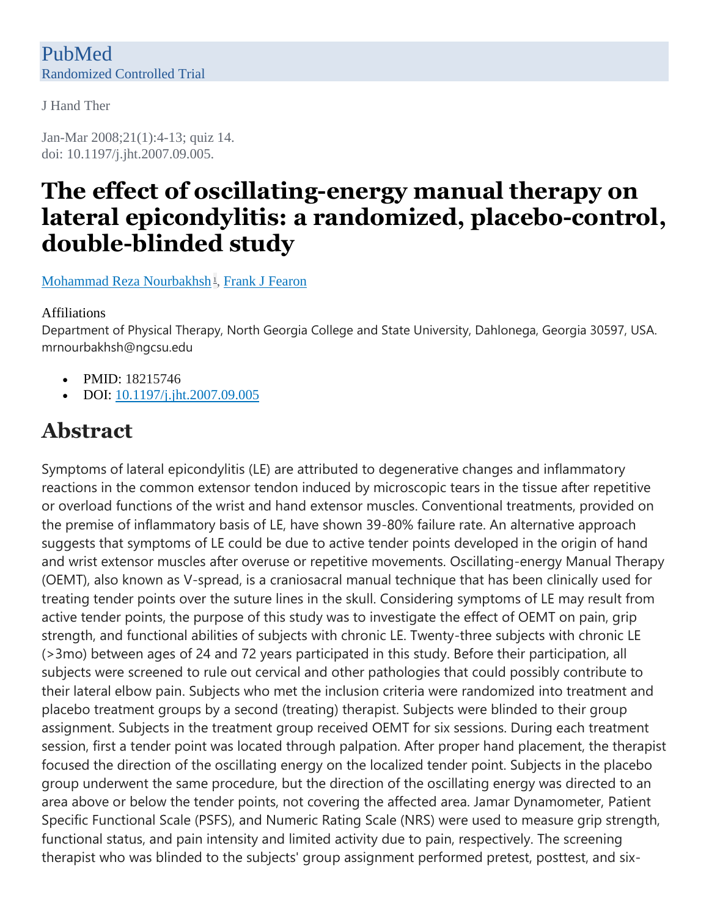PubMed
Randomized Controlled Trial

J Hand Ther

Jan-Mar 2008;21(1):4-13; quiz 14.
doi: 10.1197/j.jht.2007.09.005.

# The effect of oscillating-energy manual therapy on lateral epicondylitis: a randomized, placebo-control, double-blinded study

Mohammad Reza Nourbakhsh[1], Frank J Fearon

Affiliations
Department of Physical Therapy, North Georgia College and State University, Dahlonega, Georgia 30597, USA. mrnourbakhsh@ngcsu.edu

- PMID: 18215746
- DOI: 10.1197/j.jht.2007.09.005

## Abstract

Symptoms of lateral epicondylitis (LE) are attributed to degenerative changes and inflammatory reactions in the common extensor tendon induced by microscopic tears in the tissue after repetitive or overload functions of the wrist and hand extensor muscles. Conventional treatments, provided on the premise of inflammatory basis of LE, have shown 39-80% failure rate. An alternative approach suggests that symptoms of LE could be due to active tender points developed in the origin of hand and wrist extensor muscles after overuse or repetitive movements. Oscillating-energy Manual Therapy (OEMT), also known as V-spread, is a craniosacral manual technique that has been clinically used for treating tender points over the suture lines in the skull. Considering symptoms of LE may result from active tender points, the purpose of this study was to investigate the effect of OEMT on pain, grip strength, and functional abilities of subjects with chronic LE. Twenty-three subjects with chronic LE (>3mo) between ages of 24 and 72 years participated in this study. Before their participation, all subjects were screened to rule out cervical and other pathologies that could possibly contribute to their lateral elbow pain. Subjects who met the inclusion criteria were randomized into treatment and placebo treatment groups by a second (treating) therapist. Subjects were blinded to their group assignment. Subjects in the treatment group received OEMT for six sessions. During each treatment session, first a tender point was located through palpation. After proper hand placement, the therapist focused the direction of the oscillating energy on the localized tender point. Subjects in the placebo group underwent the same procedure, but the direction of the oscillating energy was directed to an area above or below the tender points, not covering the affected area. Jamar Dynamometer, Patient Specific Functional Scale (PSFS), and Numeric Rating Scale (NRS) were used to measure grip strength, functional status, and pain intensity and limited activity due to pain, respectively. The screening therapist who was blinded to the subjects' group assignment performed pretest, posttest, and six-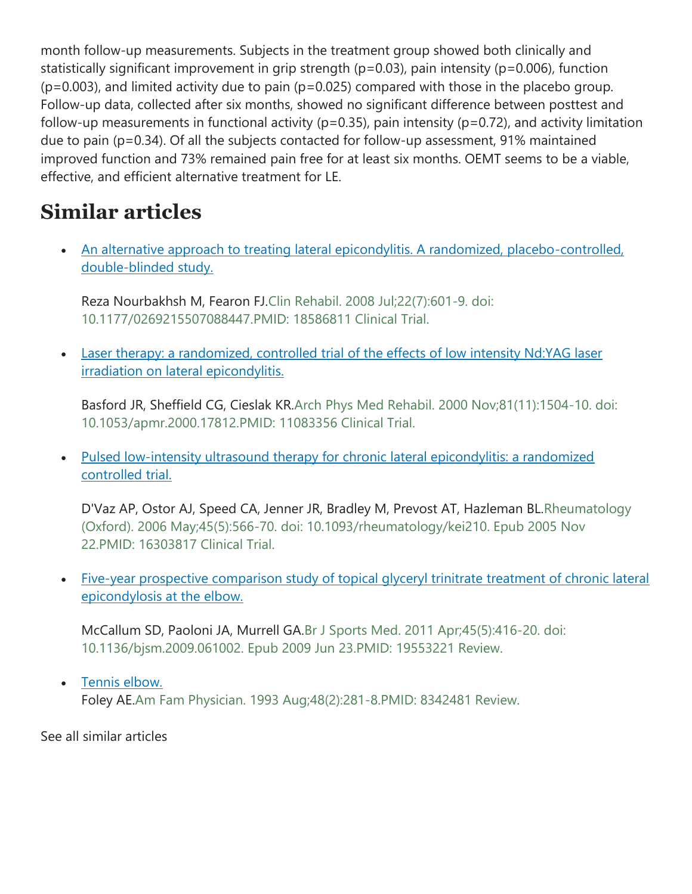month follow-up measurements. Subjects in the treatment group showed both clinically and statistically significant improvement in grip strength ($p=0.03$), pain intensity ($p=0.006$), function ($p=0.003$), and limited activity due to pain ($p=0.025$) compared with those in the placebo group. Follow-up data, collected after six months, showed no significant difference between posttest and follow-up measurements in functional activity ($p=0.35$), pain intensity ($p=0.72$), and activity limitation due to pain ($p=0.34$). Of all the subjects contacted for follow-up assessment, 91% maintained improved function and 73% remained pain free for at least six months. OEMT seems to be a viable, effective, and efficient alternative treatment for LE.

# Similar articles

- An alternative approach to treating lateral epicondylitis. A randomized, placebo-controlled, double-blinded study.

  Reza Nourbakhsh M, Fearon FJ. Clin Rehabil. 2008 Jul;22(7):601-9. doi: 10.1177/0269215507088447. PMID: 18586811 Clinical Trial.

- Laser therapy: a randomized, controlled trial of the effects of low intensity Nd:YAG laser irradiation on lateral epicondylitis.

  Basford JR, Sheffield CG, Cieslak KR. Arch Phys Med Rehabil. 2000 Nov;81(11):1504-10. doi: 10.1053/apmr.2000.17812. PMID: 11083356 Clinical Trial.

- Pulsed low-intensity ultrasound therapy for chronic lateral epicondylitis: a randomized controlled trial.

  D'Vaz AP, Ostor AJ, Speed CA, Jenner JR, Bradley M, Prevost AT, Hazleman BL. Rheumatology (Oxford). 2006 May;45(5):566-70. doi: 10.1093/rheumatology/kei210. Epub 2005 Nov 22. PMID: 16303817 Clinical Trial.

- Five-year prospective comparison study of topical glyceryl trinitrate treatment of chronic lateral epicondylosis at the elbow.

  McCallum SD, Paoloni JA, Murrell GA. Br J Sports Med. 2011 Apr;45(5):416-20. doi: 10.1136/bjsm.2009.061002. Epub 2009 Jun 23. PMID: 19553221 Review.

- Tennis elbow.
  Foley AE. Am Fam Physician. 1993 Aug;48(2):281-8. PMID: 8342481 Review.

See all similar articles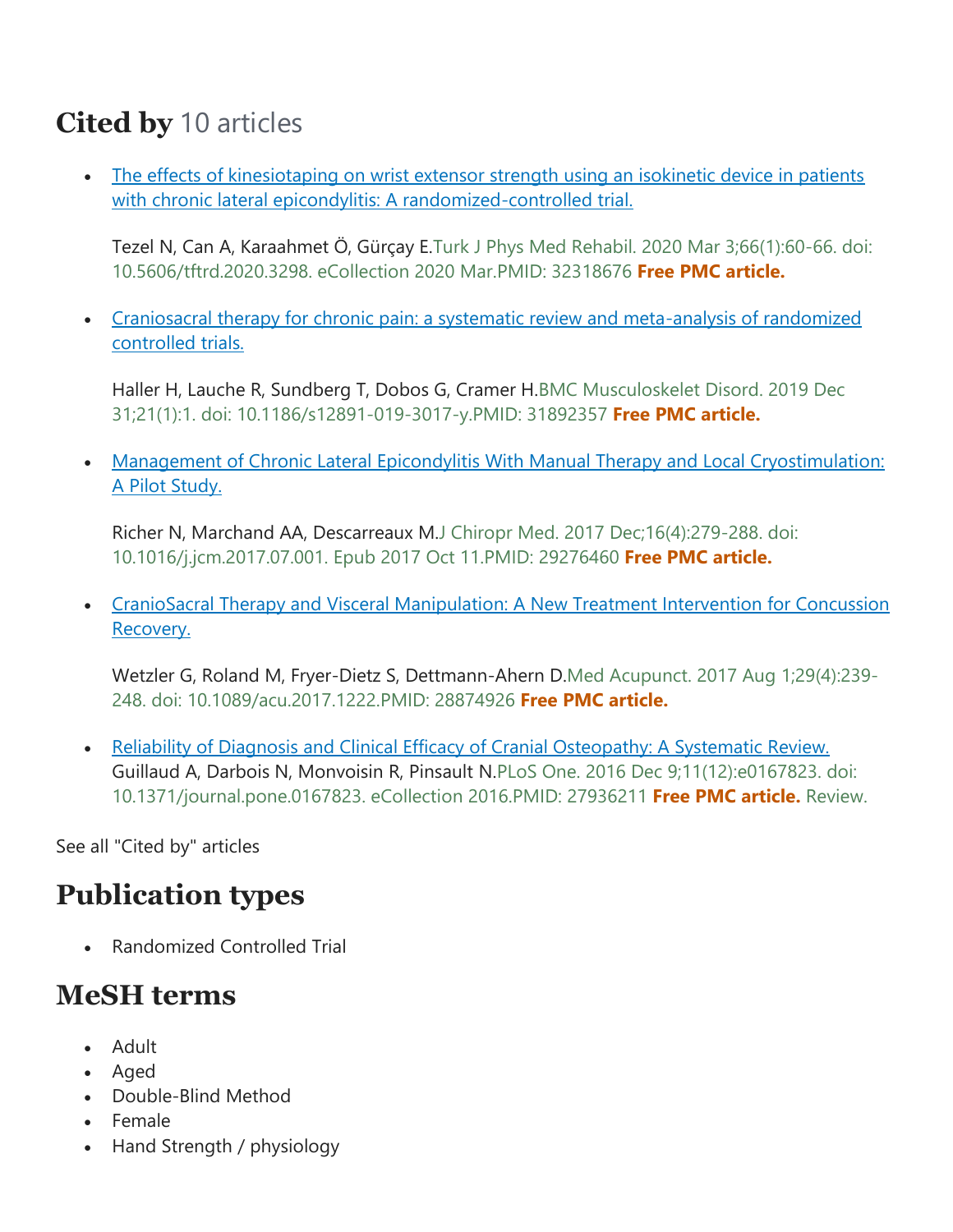## Cited by 10 articles

- [The effects of kinesiotaping on wrist extensor strength using an isokinetic device in patients with chronic lateral epicondylitis: A randomized-controlled trial.]

  Tezel N, Can A, Karaahmet Ö, Gürçay E.Turk J Phys Med Rehabil. 2020 Mar 3;66(1):60-66. doi: 10.5606/tftrd.2020.3298. eCollection 2020 Mar.PMID: 32318676 **Free PMC article.**

- [Craniosacral therapy for chronic pain: a systematic review and meta-analysis of randomized controlled trials.]

  Haller H, Lauche R, Sundberg T, Dobos G, Cramer H.BMC Musculoskelet Disord. 2019 Dec 31;21(1):1. doi: 10.1186/s12891-019-3017-y.PMID: 31892357 **Free PMC article.**

- [Management of Chronic Lateral Epicondylitis With Manual Therapy and Local Cryostimulation: A Pilot Study.]

  Richer N, Marchand AA, Descarreaux M.J Chiropr Med. 2017 Dec;16(4):279-288. doi: 10.1016/j.jcm.2017.07.001. Epub 2017 Oct 11.PMID: 29276460 **Free PMC article.**

- [CranioSacral Therapy and Visceral Manipulation: A New Treatment Intervention for Concussion Recovery.]

  Wetzler G, Roland M, Fryer-Dietz S, Dettmann-Ahern D.Med Acupunct. 2017 Aug 1;29(4):239-248. doi: 10.1089/acu.2017.1222.PMID: 28874926 **Free PMC article.**

- [Reliability of Diagnosis and Clinical Efficacy of Cranial Osteopathy: A Systematic Review.]
  Guillaud A, Darbois N, Monvoisin R, Pinsault N.PLoS One. 2016 Dec 9;11(12):e0167823. doi: 10.1371/journal.pone.0167823. eCollection 2016.PMID: 27936211 **Free PMC article.** Review.

See all "Cited by" articles

## Publication types

- Randomized Controlled Trial

## MeSH terms

- Adult
- Aged
- Double-Blind Method
- Female
- Hand Strength / physiology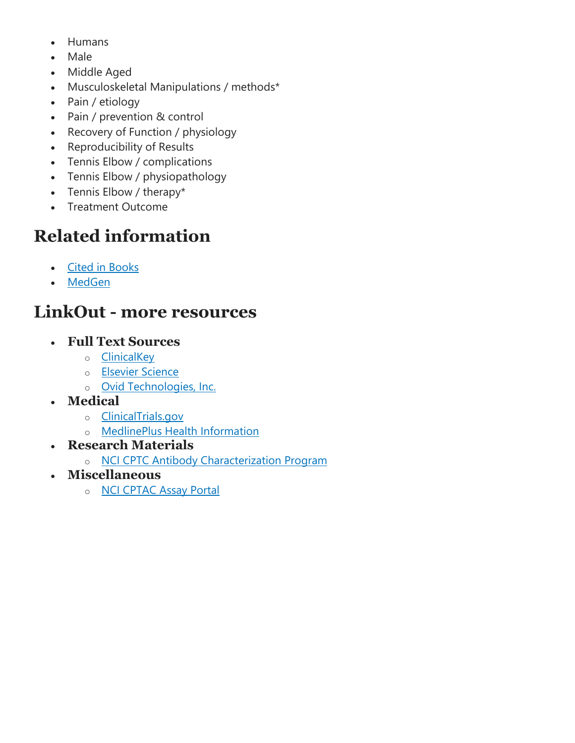- Humans
- Male
- Middle Aged
- Musculoskeletal Manipulations / methods*
- Pain / etiology
- Pain / prevention & control
- Recovery of Function / physiology
- Reproducibility of Results
- Tennis Elbow / complications
- Tennis Elbow / physiopathology
- Tennis Elbow / therapy*
- Treatment Outcome

## Related information

- Cited in Books
- MedGen

## LinkOut - more resources

- **Full Text Sources**
  - ClinicalKey
  - Elsevier Science
  - Ovid Technologies, Inc.
- **Medical**
  - ClinicalTrials.gov
  - MedlinePlus Health Information
- **Research Materials**
  - NCI CPTC Antibody Characterization Program
- **Miscellaneous**
  - NCI CPTAC Assay Portal